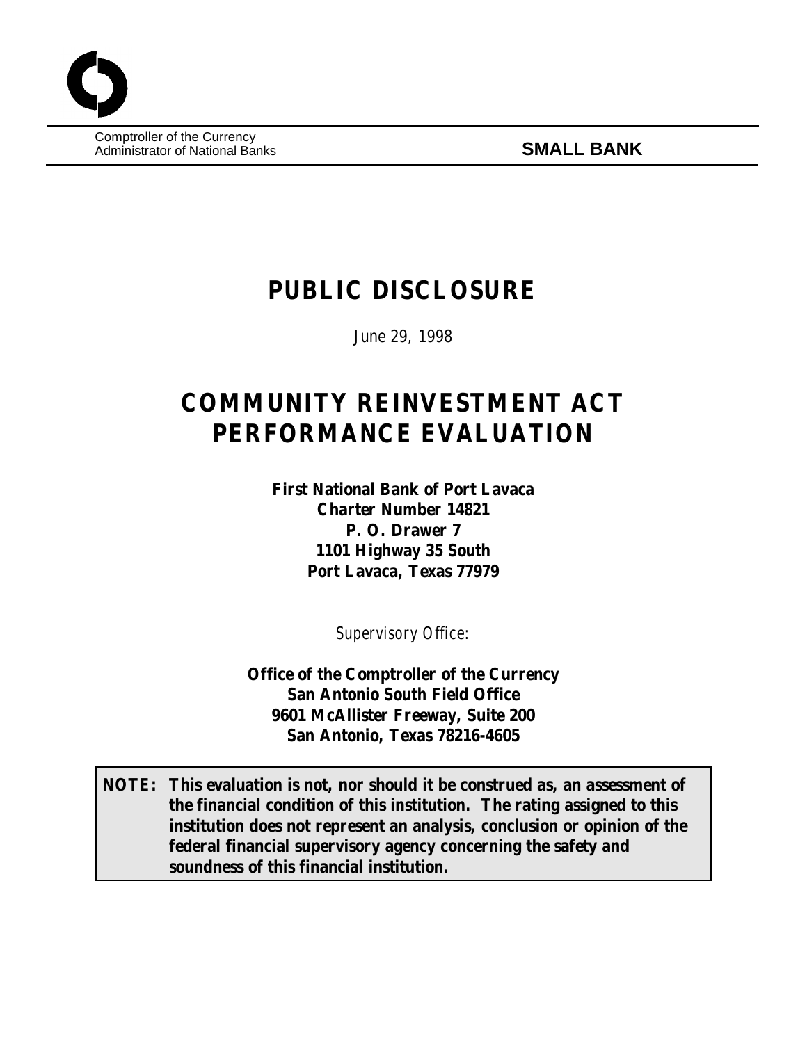Comptroller of the Currency
Administrator of National Banks

**SMALL BANK**

# PUBLIC DISCLOSURE

*June 29, 1998*

# COMMUNITY REINVESTMENT ACT PERFORMANCE EVALUATION

**First National Bank of Port Lavaca**
**Charter Number 14821**
**P. O. Drawer 7**
**1101 Highway 35 South**
**Port Lavaca, Texas 77979**

*Supervisory Office:*

**Office of the Comptroller of the Currency**
**San Antonio South Field Office**
**9601 McAllister Freeway, Suite 200**
**San Antonio, Texas 78216-4605**

**NOTE: This evaluation is not, nor should it be construed as, an assessment of the financial condition of this institution. The rating assigned to this institution does not represent an analysis, conclusion or opinion of the federal financial supervisory agency concerning the safety and soundness of this financial institution.**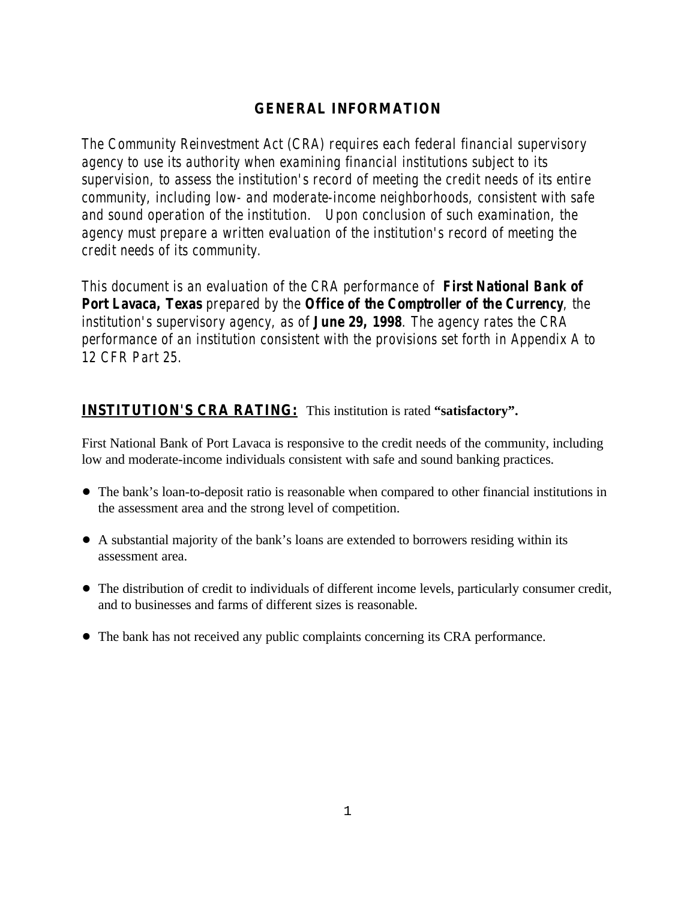## GENERAL INFORMATION

*The Community Reinvestment Act (CRA) requires each federal financial supervisory agency to use its authority when examining financial institutions subject to its supervision, to assess the institution's record of meeting the credit needs of its entire community, including low- and moderate-income neighborhoods, consistent with safe and sound operation of the institution. Upon conclusion of such examination, the agency must prepare a written evaluation of the institution's record of meeting the credit needs of its community.*

*This document is an evaluation of the CRA performance of* ***First National Bank of Port Lavaca, Texas*** *prepared by the* ***Office of the Comptroller of the Currency****, the institution's supervisory agency, as of* ***June 29, 1998****. The agency rates the CRA performance of an institution consistent with the provisions set forth in Appendix A to 12 CFR Part 25.*

**INSTITUTION'S CRA RATING:** This institution is rated **"satisfactory".**

First National Bank of Port Lavaca is responsive to the credit needs of the community, including low and moderate-income individuals consistent with safe and sound banking practices.

- The bank's loan-to-deposit ratio is reasonable when compared to other financial institutions in the assessment area and the strong level of competition.
- A substantial majority of the bank's loans are extended to borrowers residing within its assessment area.
- The distribution of credit to individuals of different income levels, particularly consumer credit, and to businesses and farms of different sizes is reasonable.
- The bank has not received any public complaints concerning its CRA performance.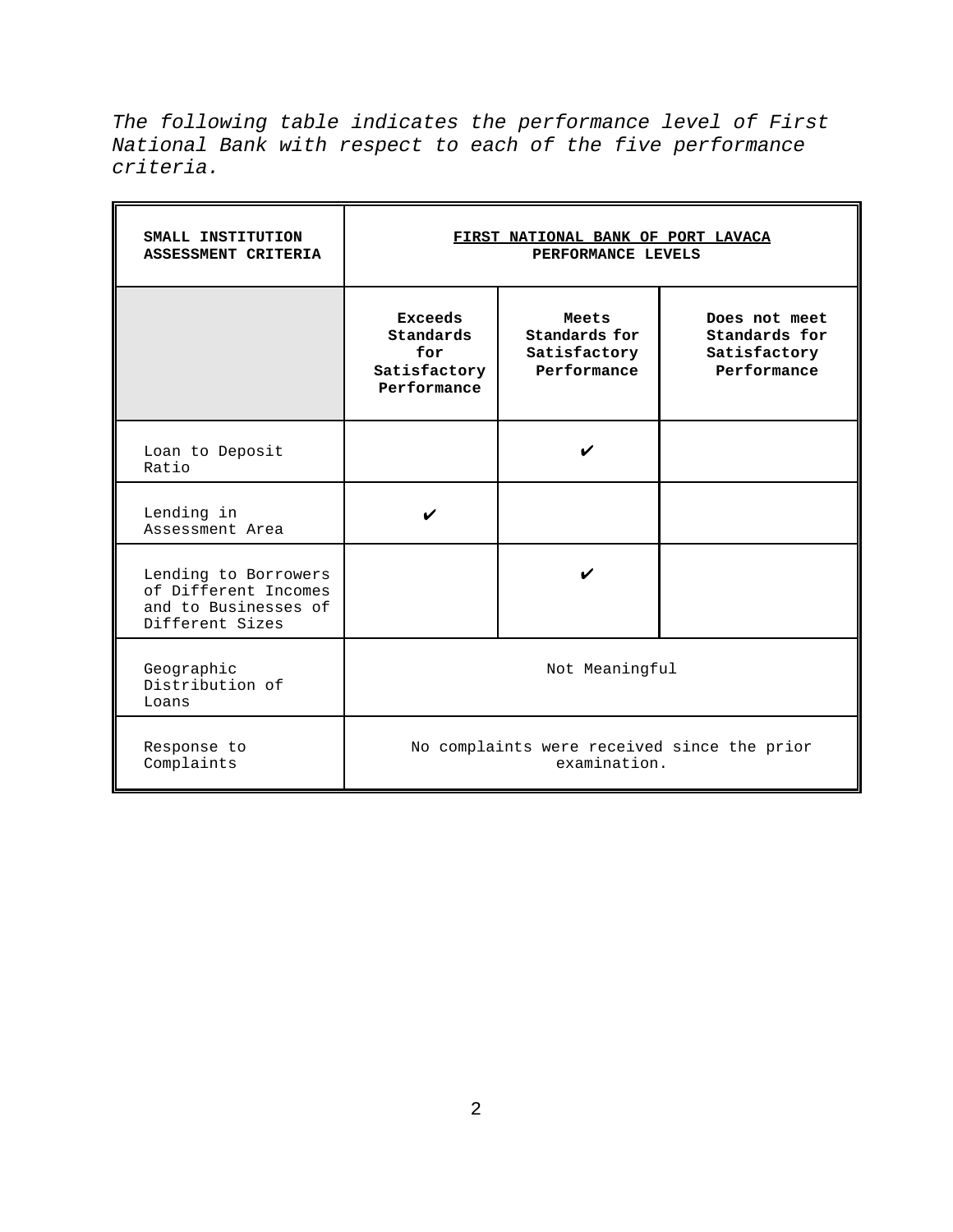*The following table indicates the performance level of First National Bank with respect to each of the five performance criteria.*

| **SMALL INSTITUTION ASSESSMENT CRITERIA** | **FIRST NATIONAL BANK OF PORT LAVACA PERFORMANCE LEVELS** | | |
|---|---|---|---|
| | **Exceeds Standards for Satisfactory Performance** | **Meets Standards for Satisfactory Performance** | **Does not meet Standards for Satisfactory Performance** |
| Loan to Deposit Ratio | | ✔ | |
| Lending in Assessment Area | ✔ | | |
| Lending to Borrowers of Different Incomes and to Businesses of Different Sizes | | ✔ | |
| Geographic Distribution of Loans | Not Meaningful | | |
| Response to Complaints | No complaints were received since the prior examination. | | |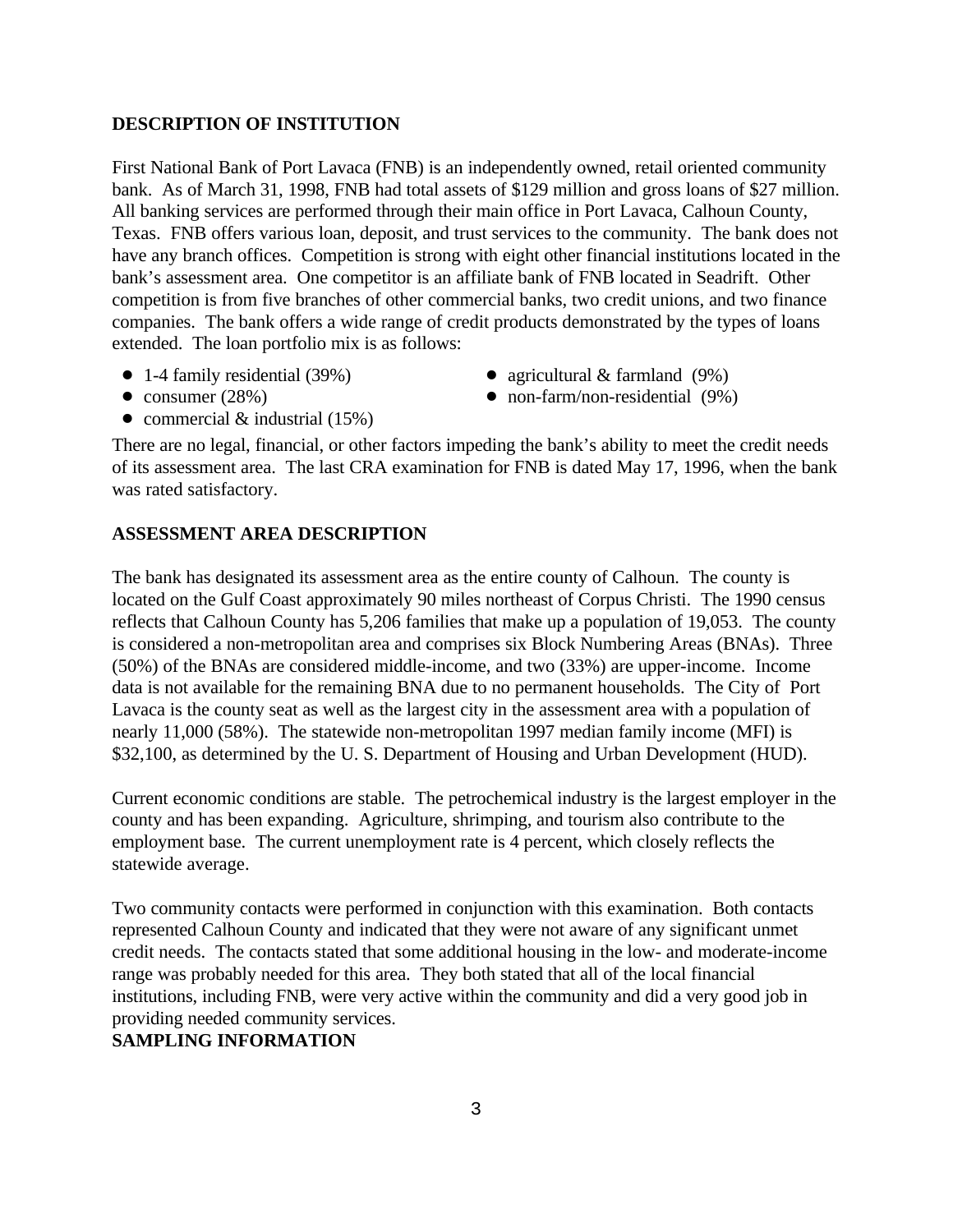## DESCRIPTION OF INSTITUTION

First National Bank of Port Lavaca (FNB) is an independently owned, retail oriented community bank. As of March 31, 1998, FNB had total assets of $129 million and gross loans of $27 million. All banking services are performed through their main office in Port Lavaca, Calhoun County, Texas. FNB offers various loan, deposit, and trust services to the community. The bank does not have any branch offices. Competition is strong with eight other financial institutions located in the bank's assessment area. One competitor is an affiliate bank of FNB located in Seadrift. Other competition is from five branches of other commercial banks, two credit unions, and two finance companies. The bank offers a wide range of credit products demonstrated by the types of loans extended. The loan portfolio mix is as follows:

- 1-4 family residential (39%)
- consumer (28%)
- commercial & industrial (15%)
- agricultural & farmland (9%)
- non-farm/non-residential (9%)

There are no legal, financial, or other factors impeding the bank's ability to meet the credit needs of its assessment area. The last CRA examination for FNB is dated May 17, 1996, when the bank was rated satisfactory.

## ASSESSMENT AREA DESCRIPTION

The bank has designated its assessment area as the entire county of Calhoun. The county is located on the Gulf Coast approximately 90 miles northeast of Corpus Christi. The 1990 census reflects that Calhoun County has 5,206 families that make up a population of 19,053. The county is considered a non-metropolitan area and comprises six Block Numbering Areas (BNAs). Three (50%) of the BNAs are considered middle-income, and two (33%) are upper-income. Income data is not available for the remaining BNA due to no permanent households. The City of Port Lavaca is the county seat as well as the largest city in the assessment area with a population of nearly 11,000 (58%). The statewide non-metropolitan 1997 median family income (MFI) is $32,100, as determined by the U. S. Department of Housing and Urban Development (HUD).

Current economic conditions are stable. The petrochemical industry is the largest employer in the county and has been expanding. Agriculture, shrimping, and tourism also contribute to the employment base. The current unemployment rate is 4 percent, which closely reflects the statewide average.

Two community contacts were performed in conjunction with this examination. Both contacts represented Calhoun County and indicated that they were not aware of any significant unmet credit needs. The contacts stated that some additional housing in the low- and moderate-income range was probably needed for this area. They both stated that all of the local financial institutions, including FNB, were very active within the community and did a very good job in providing needed community services.

## SAMPLING INFORMATION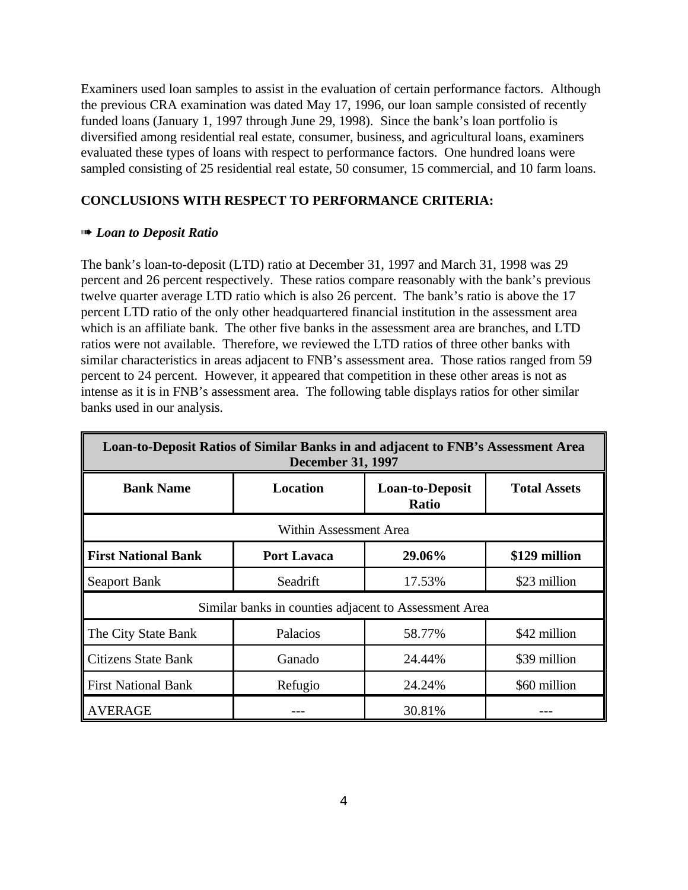Examiners used loan samples to assist in the evaluation of certain performance factors. Although the previous CRA examination was dated May 17, 1996, our loan sample consisted of recently funded loans (January 1, 1997 through June 29, 1998). Since the bank's loan portfolio is diversified among residential real estate, consumer, business, and agricultural loans, examiners evaluated these types of loans with respect to performance factors. One hundred loans were sampled consisting of 25 residential real estate, 50 consumer, 15 commercial, and 10 farm loans.

## CONCLUSIONS WITH RESPECT TO PERFORMANCE CRITERIA:

➠ ***Loan to Deposit Ratio***

The bank's loan-to-deposit (LTD) ratio at December 31, 1997 and March 31, 1998 was 29 percent and 26 percent respectively. These ratios compare reasonably with the bank's previous twelve quarter average LTD ratio which is also 26 percent. The bank's ratio is above the 17 percent LTD ratio of the only other headquartered financial institution in the assessment area which is an affiliate bank. The other five banks in the assessment area are branches, and LTD ratios were not available. Therefore, we reviewed the LTD ratios of three other banks with similar characteristics in areas adjacent to FNB's assessment area. Those ratios ranged from 59 percent to 24 percent. However, it appeared that competition in these other areas is not as intense as it is in FNB's assessment area. The following table displays ratios for other similar banks used in our analysis.

| Loan-to-Deposit Ratios of Similar Banks in and adjacent to FNB's Assessment Area December 31, 1997 | | | |
|---|---|---|---|
| **Bank Name** | **Location** | **Loan-to-Deposit Ratio** | **Total Assets** |
| Within Assessment Area | | | |
| **First National Bank** | **Port Lavaca** | **29.06%** | **$129 million** |
| Seaport Bank | Seadrift | 17.53% | $23 million |
| Similar banks in counties adjacent to Assessment Area | | | |
| The City State Bank | Palacios | 58.77% | $42 million |
| Citizens State Bank | Ganado | 24.44% | $39 million |
| First National Bank | Refugio | 24.24% | $60 million |
| AVERAGE | --- | 30.81% | --- |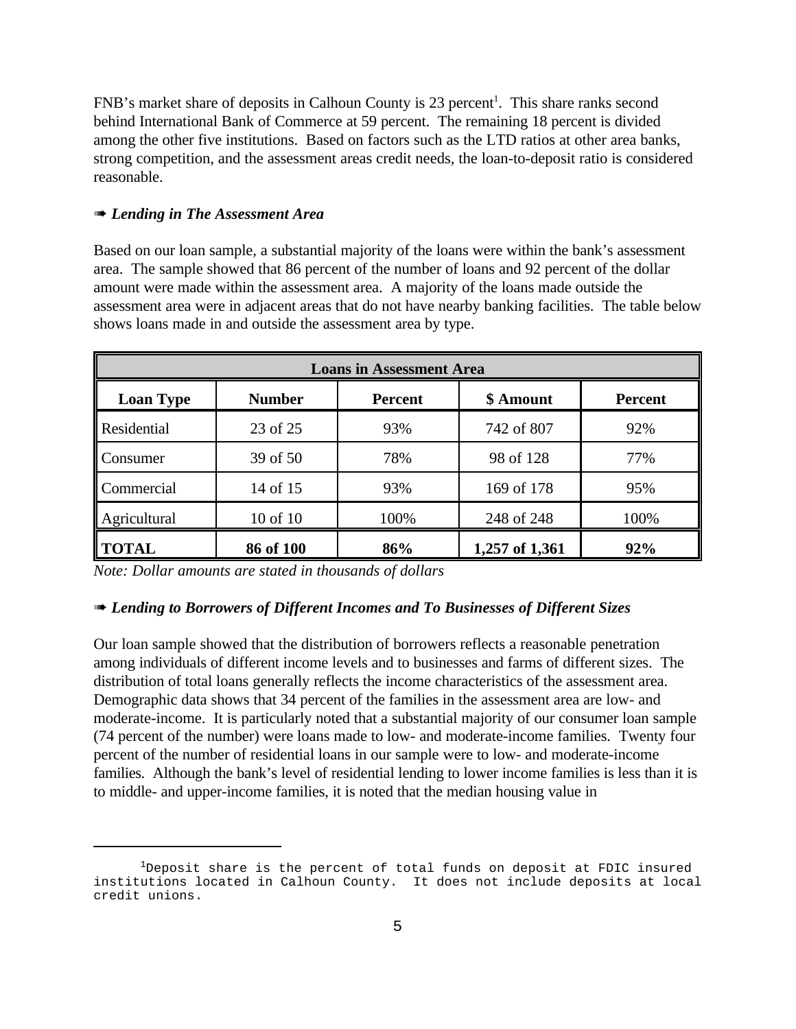FNB's market share of deposits in Calhoun County is 23 percent[1]. This share ranks second behind International Bank of Commerce at 59 percent. The remaining 18 percent is divided among the other five institutions. Based on factors such as the LTD ratios at other area banks, strong competition, and the assessment areas credit needs, the loan-to-deposit ratio is considered reasonable.

➠ ***Lending in The Assessment Area***

Based on our loan sample, a substantial majority of the loans were within the bank's assessment area. The sample showed that 86 percent of the number of loans and 92 percent of the dollar amount were made within the assessment area. A majority of the loans made outside the assessment area were in adjacent areas that do not have nearby banking facilities. The table below shows loans made in and outside the assessment area by type.

| **Loans in Assessment Area** | | | | |
|---|---|---|---|---|
| **Loan Type** | **Number** | **Percent** | **$ Amount** | **Percent** |
| Residential | 23 of 25 | 93% | 742 of 807 | 92% |
| Consumer | 39 of 50 | 78% | 98 of 128 | 77% |
| Commercial | 14 of 15 | 93% | 169 of 178 | 95% |
| Agricultural | 10 of 10 | 100% | 248 of 248 | 100% |
| **TOTAL** | **86 of 100** | **86%** | **1,257 of 1,361** | **92%** |

*Note: Dollar amounts are stated in thousands of dollars*

➠ ***Lending to Borrowers of Different Incomes and To Businesses of Different Sizes***

Our loan sample showed that the distribution of borrowers reflects a reasonable penetration among individuals of different income levels and to businesses and farms of different sizes. The distribution of total loans generally reflects the income characteristics of the assessment area. Demographic data shows that 34 percent of the families in the assessment area are low- and moderate-income. It is particularly noted that a substantial majority of our consumer loan sample (74 percent of the number) were loans made to low- and moderate-income families. Twenty four percent of the number of residential loans in our sample were to low- and moderate-income families. Although the bank's level of residential lending to lower income families is less than it is to middle- and upper-income families, it is noted that the median housing value in

---

[1] Deposit share is the percent of total funds on deposit at FDIC insured institutions located in Calhoun County. It does not include deposits at local credit unions.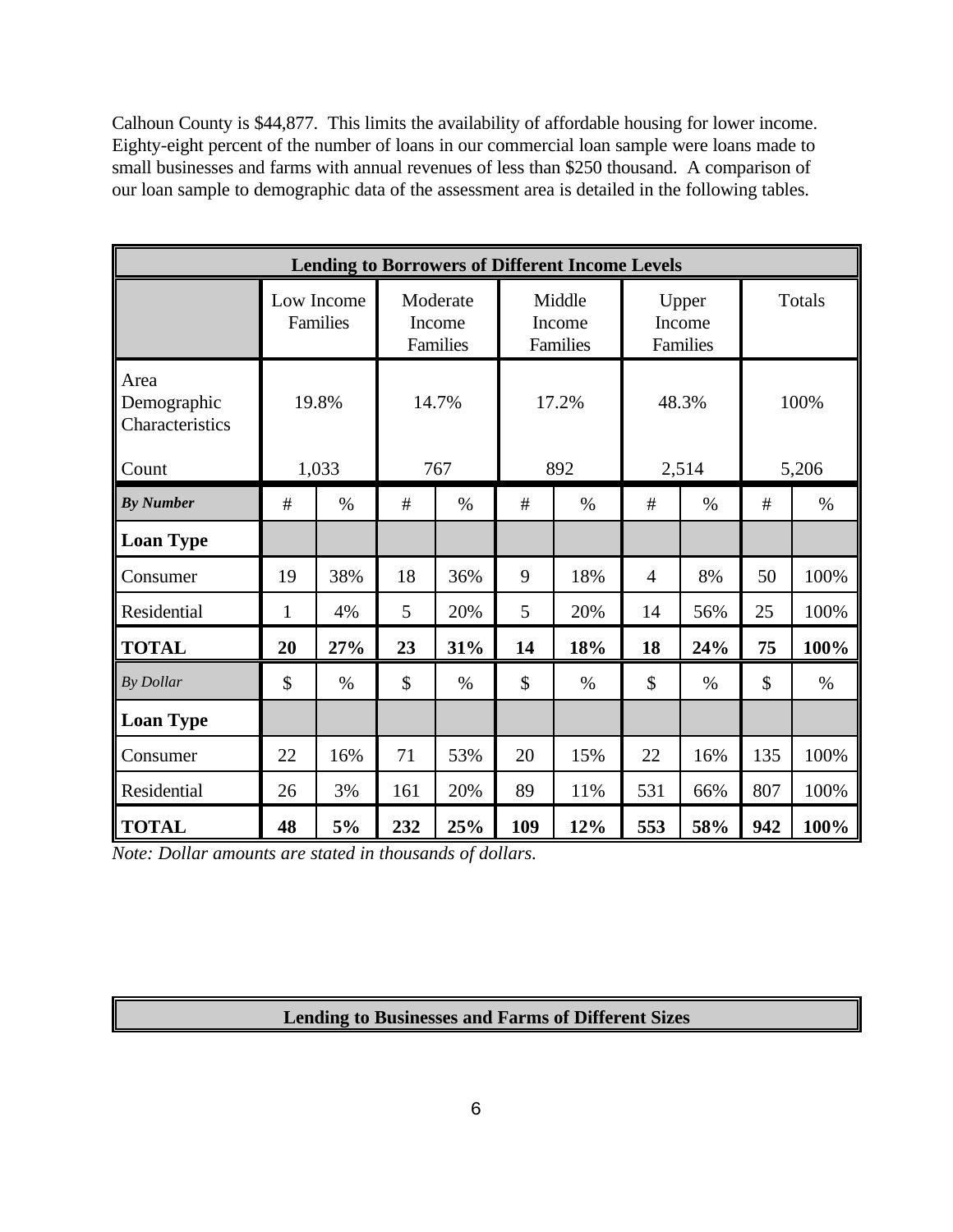Calhoun County is $44,877. This limits the availability of affordable housing for lower income. Eighty-eight percent of the number of loans in our commercial loan sample were loans made to small businesses and farms with annual revenues of less than $250 thousand. A comparison of our loan sample to demographic data of the assessment area is detailed in the following tables.

| Lending to Borrowers of Different Income Levels | | | | | | | | | | |
|---|---|---|---|---|---|---|---|---|---|---|
| | Low Income Families | | Moderate Income Families | | Middle Income Families | | Upper Income Families | | Totals | |
| Area Demographic Characteristics | 19.8% | | 14.7% | | 17.2% | | 48.3% | | 100% | |
| Count | 1,033 | | 767 | | 892 | | 2,514 | | 5,206 | |
| ***By Number*** | # | % | # | % | # | % | # | % | # | % |
| **Loan Type** | | | | | | | | | | |
| Consumer | 19 | 38% | 18 | 36% | 9 | 18% | 4 | 8% | 50 | 100% |
| Residential | 1 | 4% | 5 | 20% | 5 | 20% | 14 | 56% | 25 | 100% |
| **TOTAL** | **20** | **27%** | **23** | **31%** | **14** | **18%** | **18** | **24%** | **75** | **100%** |
| *By Dollar* | $ | % | $ | % | $ | % | $ | % | $ | % |
| **Loan Type** | | | | | | | | | | |
| Consumer | 22 | 16% | 71 | 53% | 20 | 15% | 22 | 16% | 135 | 100% |
| Residential | 26 | 3% | 161 | 20% | 89 | 11% | 531 | 66% | 807 | 100% |
| **TOTAL** | **48** | **5%** | **232** | **25%** | **109** | **12%** | **553** | **58%** | **942** | **100%** |

*Note: Dollar amounts are stated in thousands of dollars.*

| Lending to Businesses and Farms of Different Sizes |
|---|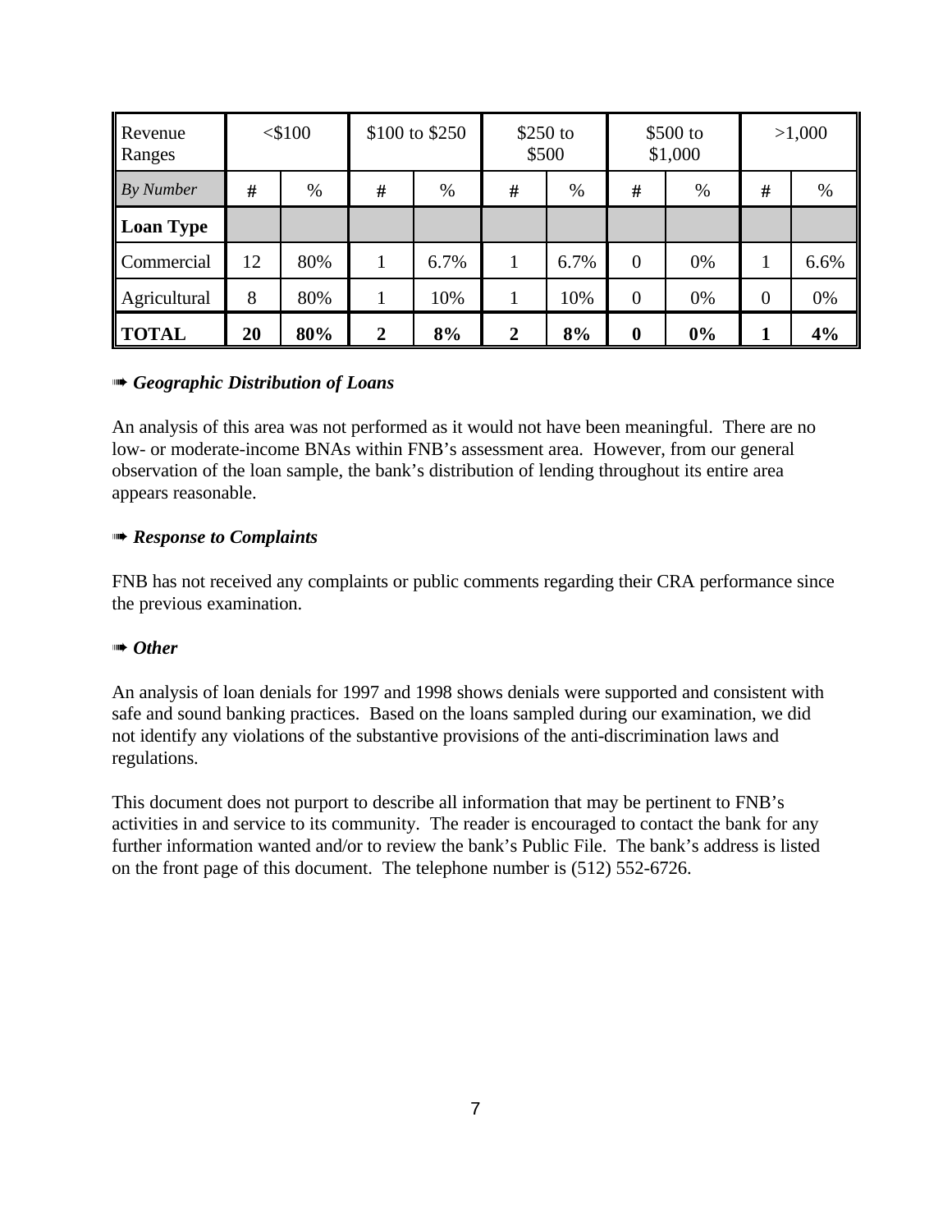| Revenue Ranges | <$100 | | $100 to $250 | | $250 to $500 | | $500 to $1,000 | | >1,000 | |
|---|---|---|---|---|---|---|---|---|---|---|
| *By Number* | # | % | # | % | # | % | # | % | # | % |
| **Loan Type** | | | | | | | | | | |
| Commercial | 12 | 80% | 1 | 6.7% | 1 | 6.7% | 0 | 0% | 1 | 6.6% |
| Agricultural | 8 | 80% | 1 | 10% | 1 | 10% | 0 | 0% | 0 | 0% |
| **TOTAL** | **20** | **80%** | **2** | **8%** | **2** | **8%** | **0** | **0%** | **1** | **4%** |

➠ ***Geographic Distribution of Loans***

An analysis of this area was not performed as it would not have been meaningful. There are no low- or moderate-income BNAs within FNB's assessment area. However, from our general observation of the loan sample, the bank's distribution of lending throughout its entire area appears reasonable.

➠ ***Response to Complaints***

FNB has not received any complaints or public comments regarding their CRA performance since the previous examination.

➠ ***Other***

An analysis of loan denials for 1997 and 1998 shows denials were supported and consistent with safe and sound banking practices. Based on the loans sampled during our examination, we did not identify any violations of the substantive provisions of the anti-discrimination laws and regulations.

This document does not purport to describe all information that may be pertinent to FNB's activities in and service to its community. The reader is encouraged to contact the bank for any further information wanted and/or to review the bank's Public File. The bank's address is listed on the front page of this document. The telephone number is (512) 552-6726.